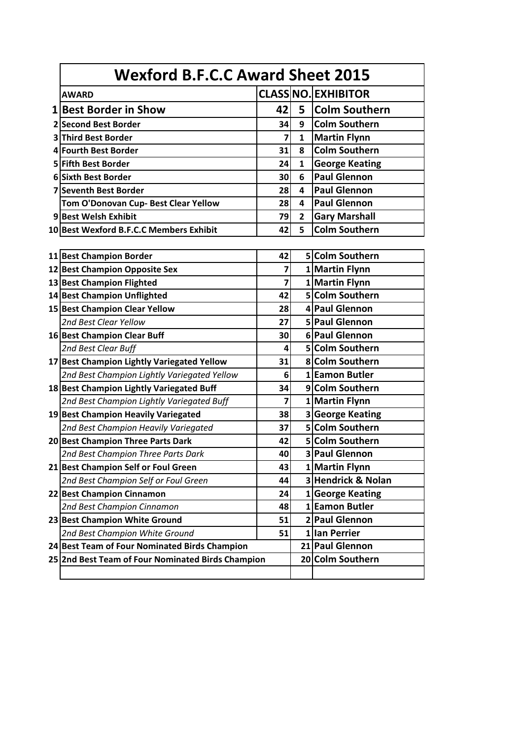# Wexford B.F.C.C Award Sheet 2015

| | AWARD | CLASS | NO. | EXHIBITOR |
|---|---|---|---|---|
| 1 | **Best Border in Show** | 42 | 5 | **Colm Southern** |
| 2 | **Second Best Border** | 34 | 9 | **Colm Southern** |
| 3 | **Third Best Border** | 7 | 1 | **Martin Flynn** |
| 4 | **Fourth Best Border** | 31 | 8 | **Colm Southern** |
| 5 | **Fifth Best Border** | 24 | 1 | **George Keating** |
| 6 | **Sixth Best Border** | 30 | 6 | **Paul Glennon** |
| 7 | **Seventh Best Border** | 28 | 4 | **Paul Glennon** |
| | **Tom O'Donovan Cup- Best Clear Yellow** | 28 | 4 | **Paul Glennon** |
| 9 | **Best Welsh Exhibit** | 79 | 2 | **Gary Marshall** |
| 10 | **Best Wexford B.F.C.C Members Exhibit** | 42 | 5 | **Colm Southern** |

| | AWARD | CLASS | NO. | EXHIBITOR |
|---|---|---|---|---|
| 11 | **Best Champion Border** | 42 | 5 | **Colm Southern** |
| 12 | **Best Champion Opposite Sex** | 7 | 1 | **Martin Flynn** |
| 13 | **Best Champion Flighted** | 7 | 1 | **Martin Flynn** |
| 14 | **Best Champion Unflighted** | 42 | 5 | **Colm Southern** |
| 15 | **Best Champion Clear Yellow** | 28 | 4 | **Paul Glennon** |
| | *2nd Best Clear Yellow* | 27 | 5 | **Paul Glennon** |
| 16 | **Best Champion Clear Buff** | 30 | 6 | **Paul Glennon** |
| | *2nd Best Clear Buff* | 4 | 5 | **Colm Southern** |
| 17 | **Best Champion Lightly Variegated Yellow** | 31 | 8 | **Colm Southern** |
| | *2nd Best Champion Lightly Variegated Yellow* | 6 | 1 | **Eamon Butler** |
| 18 | **Best Champion Lightly Variegated Buff** | 34 | 9 | **Colm Southern** |
| | *2nd Best Champion Lightly Variegated Buff* | 7 | 1 | **Martin Flynn** |
| 19 | **Best Champion Heavily Variegated** | 38 | 3 | **George Keating** |
| | *2nd Best Champion Heavily Variegated* | 37 | 5 | **Colm Southern** |
| 20 | **Best Champion Three Parts Dark** | 42 | 5 | **Colm Southern** |
| | *2nd Best Champion Three Parts Dark* | 40 | 3 | **Paul Glennon** |
| 21 | **Best Champion Self or Foul Green** | 43 | 1 | **Martin Flynn** |
| | *2nd Best Champion Self or Foul Green* | 44 | 3 | **Hendrick & Nolan** |
| 22 | **Best Champion Cinnamon** | 24 | 1 | **George Keating** |
| | *2nd Best Champion Cinnamon* | 48 | 1 | **Eamon Butler** |
| 23 | **Best Champion White Ground** | 51 | 2 | **Paul Glennon** |
| | *2nd Best Champion White Ground* | 51 | 1 | **Ian Perrier** |
| 24 | **Best Team of Four Nominated Birds Champion** | | 21 | **Paul Glennon** |
| 25 | **2nd Best Team of Four Nominated Birds Champion** | | 20 | **Colm Southern** |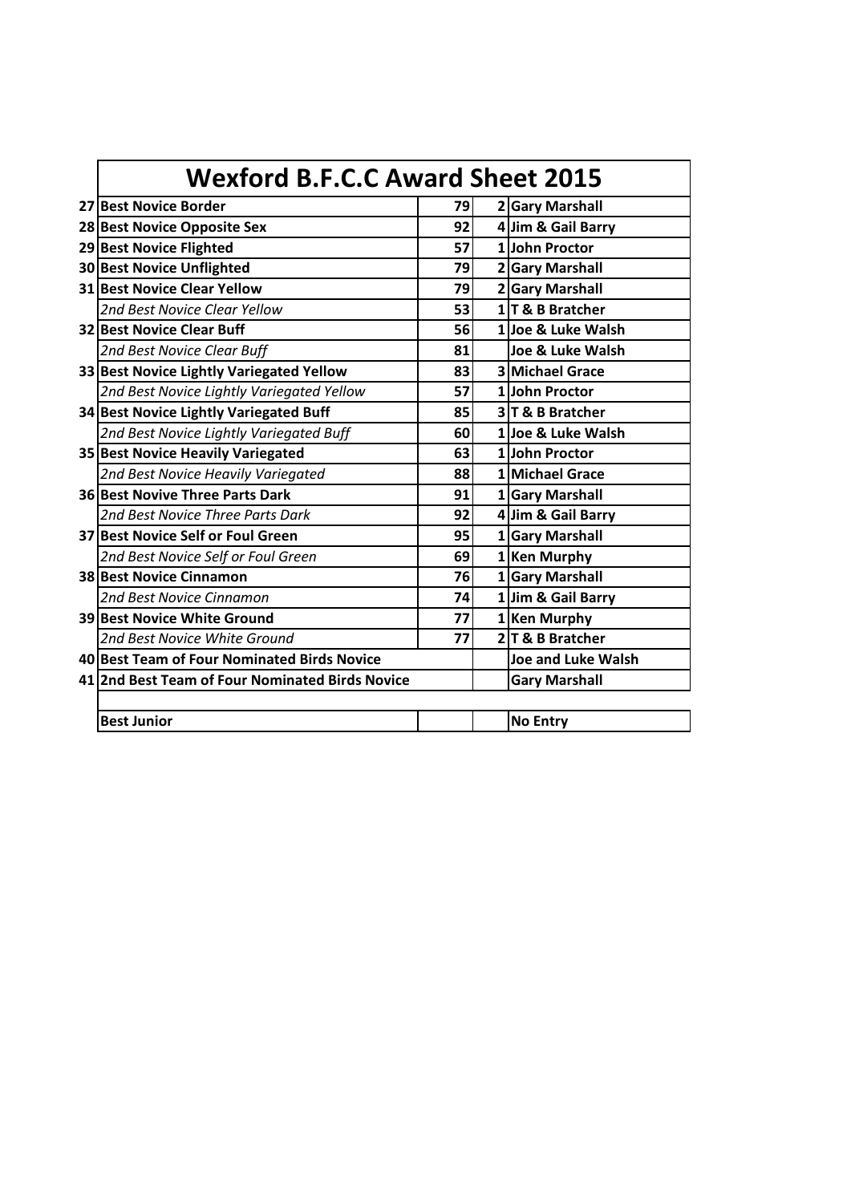# Wexford B.F.C.C Award Sheet 2015

| | | | | |
|---|---|---|---|---|
| 27 | **Best Novice Border** | 79 | 2 | **Gary Marshall** |
| 28 | **Best Novice Opposite Sex** | 92 | 4 | **Jim & Gail Barry** |
| 29 | **Best Novice Flighted** | 57 | 1 | **John Proctor** |
| 30 | **Best Novice Unflighted** | 79 | 2 | **Gary Marshall** |
| 31 | **Best Novice Clear Yellow** | 79 | 2 | **Gary Marshall** |
| | *2nd Best Novice Clear Yellow* | 53 | 1 | **T & B Bratcher** |
| 32 | **Best Novice Clear Buff** | 56 | 1 | **Joe & Luke Walsh** |
| | *2nd Best Novice Clear Buff* | 81 | | **Joe & Luke Walsh** |
| 33 | **Best Novice Lightly Variegated Yellow** | 83 | 3 | **Michael Grace** |
| | *2nd Best Novice Lightly Variegated Yellow* | 57 | 1 | **John Proctor** |
| 34 | **Best Novice Lightly Variegated Buff** | 85 | 3 | **T & B Bratcher** |
| | *2nd Best Novice Lightly Variegated Buff* | 60 | 1 | **Joe & Luke Walsh** |
| 35 | **Best Novice Heavily Variegated** | 63 | 1 | **John Proctor** |
| | *2nd Best Novice Heavily Variegated* | 88 | 1 | **Michael Grace** |
| 36 | **Best Novive Three Parts Dark** | 91 | 1 | **Gary Marshall** |
| | *2nd Best Novice Three Parts Dark* | 92 | 4 | **Jim & Gail Barry** |
| 37 | **Best Novice Self or Foul Green** | 95 | 1 | **Gary Marshall** |
| | *2nd Best Novice Self or Foul Green* | 69 | 1 | **Ken Murphy** |
| 38 | **Best Novice Cinnamon** | 76 | 1 | **Gary Marshall** |
| | *2nd Best Novice Cinnamon* | 74 | 1 | **Jim & Gail Barry** |
| 39 | **Best Novice White Ground** | 77 | 1 | **Ken Murphy** |
| | *2nd Best Novice White Ground* | 77 | 2 | **T & B Bratcher** |
| 40 | **Best Team of Four Nominated Birds Novice** | | | **Joe and Luke Walsh** |
| 41 | **2nd Best Team of Four Nominated Birds Novice** | | | **Gary Marshall** |
| | | | | |
| | **Best Junior** | | | **No Entry** |